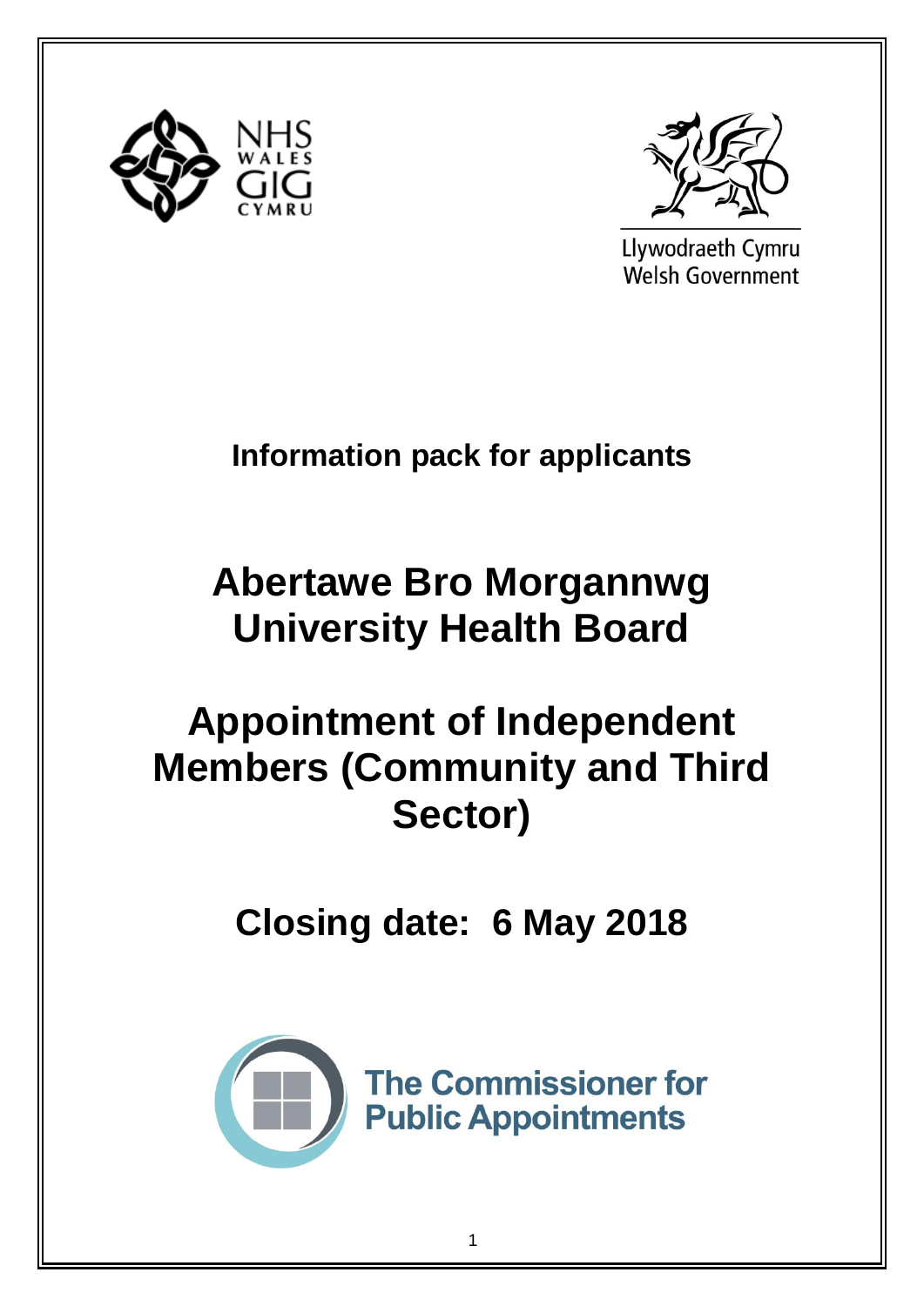Information pack for applicants

# Abertawe Bro Morgannwg University Health Board

# Appointment of Independent Members (Community and Third Sector)

## Closing date: 6 May 2018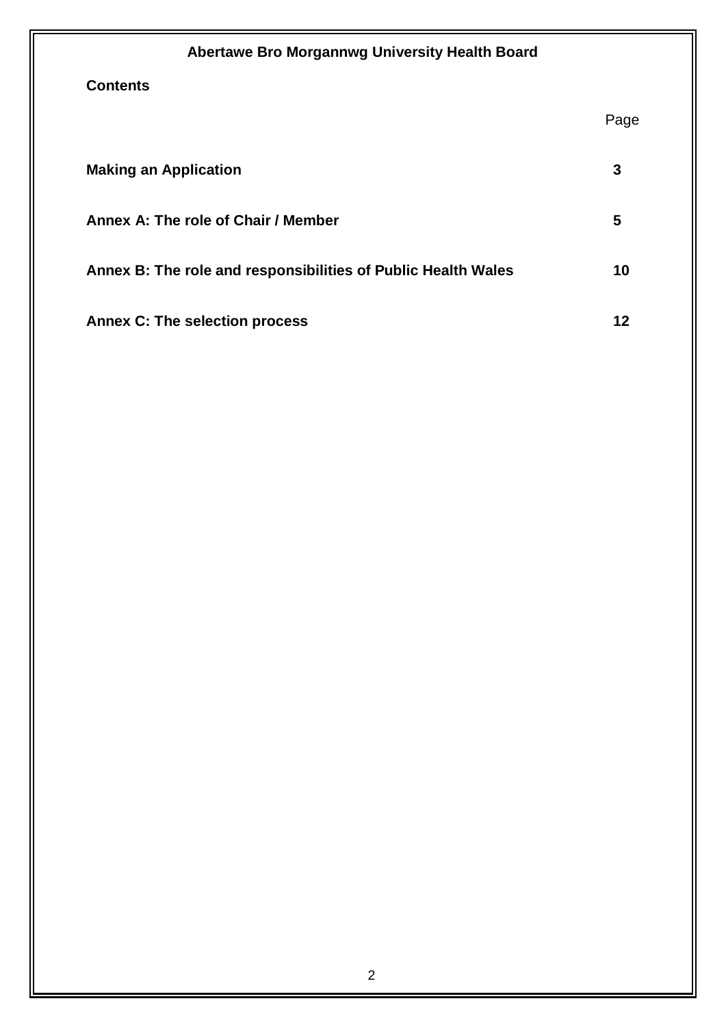**Abertawe Bro Morgannwg University Health Board**

**Contents**

| | Page |
|---|---|
| **Making an Application** | **3** |
| **Annex A: The role of Chair / Member** | **5** |
| **Annex B: The role and responsibilities of Public Health Wales** | **10** |
| **Annex C: The selection process** | **12** |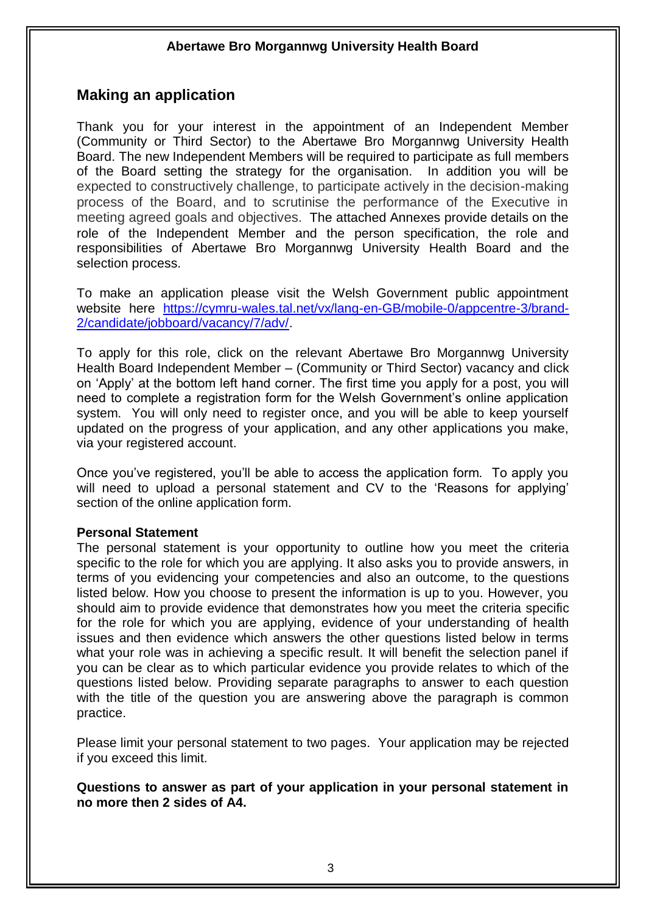## Making an application

Thank you for your interest in the appointment of an Independent Member (Community or Third Sector) to the Abertawe Bro Morgannwg University Health Board. The new Independent Members will be required to participate as full members of the Board setting the strategy for the organisation. In addition you will be expected to constructively challenge, to participate actively in the decision-making process of the Board, and to scrutinise the performance of the Executive in meeting agreed goals and objectives. The attached Annexes provide details on the role of the Independent Member and the person specification, the role and responsibilities of Abertawe Bro Morgannwg University Health Board and the selection process.

To make an application please visit the Welsh Government public appointment website here [https://cymru-wales.tal.net/vx/lang-en-GB/mobile-0/appcentre-3/brand-2/candidate/jobboard/vacancy/7/adv/](https://cymru-wales.tal.net/vx/lang-en-GB/mobile-0/appcentre-3/brand-2/candidate/jobboard/vacancy/7/adv/).

To apply for this role, click on the relevant Abertawe Bro Morgannwg University Health Board Independent Member – (Community or Third Sector) vacancy and click on 'Apply' at the bottom left hand corner. The first time you apply for a post, you will need to complete a registration form for the Welsh Government's online application system. You will only need to register once, and you will be able to keep yourself updated on the progress of your application, and any other applications you make, via your registered account.

Once you've registered, you'll be able to access the application form. To apply you will need to upload a personal statement and CV to the 'Reasons for applying' section of the online application form.

**Personal Statement**

The personal statement is your opportunity to outline how you meet the criteria specific to the role for which you are applying. It also asks you to provide answers, in terms of you evidencing your competencies and also an outcome, to the questions listed below. How you choose to present the information is up to you. However, you should aim to provide evidence that demonstrates how you meet the criteria specific for the role for which you are applying, evidence of your understanding of health issues and then evidence which answers the other questions listed below in terms what your role was in achieving a specific result. It will benefit the selection panel if you can be clear as to which particular evidence you provide relates to which of the questions listed below. Providing separate paragraphs to answer to each question with the title of the question you are answering above the paragraph is common practice.

Please limit your personal statement to two pages. Your application may be rejected if you exceed this limit.

**Questions to answer as part of your application in your personal statement in no more then 2 sides of A4.**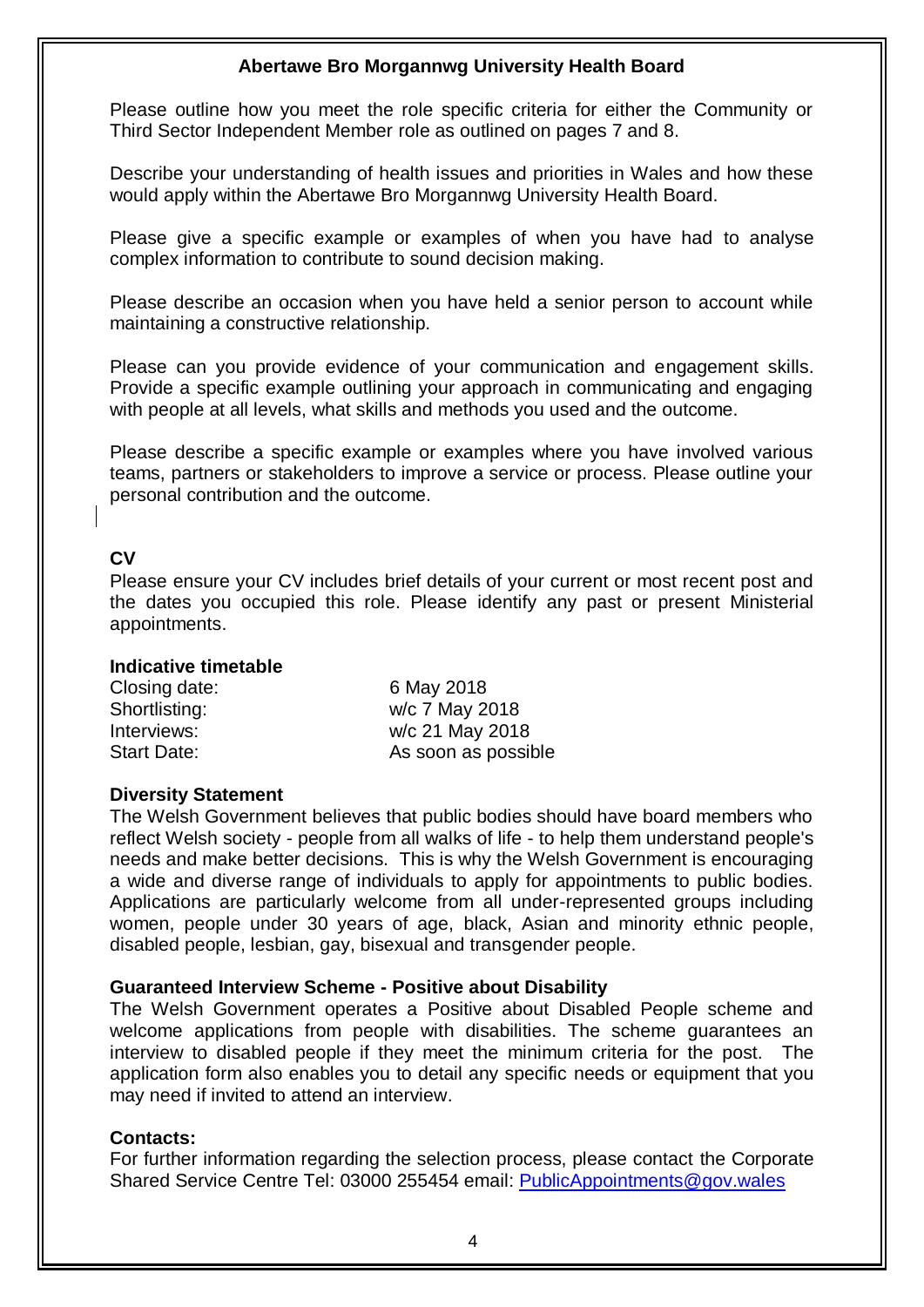**Abertawe Bro Morgannwg University Health Board**

Please outline how you meet the role specific criteria for either the Community or Third Sector Independent Member role as outlined on pages 7 and 8.

Describe your understanding of health issues and priorities in Wales and how these would apply within the Abertawe Bro Morgannwg University Health Board.

Please give a specific example or examples of when you have had to analyse complex information to contribute to sound decision making.

Please describe an occasion when you have held a senior person to account while maintaining a constructive relationship.

Please can you provide evidence of your communication and engagement skills. Provide a specific example outlining your approach in communicating and engaging with people at all levels, what skills and methods you used and the outcome.

Please describe a specific example or examples where you have involved various teams, partners or stakeholders to improve a service or process. Please outline your personal contribution and the outcome.

**CV**

Please ensure your CV includes brief details of your current or most recent post and the dates you occupied this role. Please identify any past or present Ministerial appointments.

**Indicative timetable**

| | |
|---|---|
| Closing date: | 6 May 2018 |
| Shortlisting: | w/c 7 May 2018 |
| Interviews: | w/c 21 May 2018 |
| Start Date: | As soon as possible |

**Diversity Statement**

The Welsh Government believes that public bodies should have board members who reflect Welsh society - people from all walks of life - to help them understand people's needs and make better decisions. This is why the Welsh Government is encouraging a wide and diverse range of individuals to apply for appointments to public bodies. Applications are particularly welcome from all under-represented groups including women, people under 30 years of age, black, Asian and minority ethnic people, disabled people, lesbian, gay, bisexual and transgender people.

**Guaranteed Interview Scheme - Positive about Disability**

The Welsh Government operates a Positive about Disabled People scheme and welcome applications from people with disabilities. The scheme guarantees an interview to disabled people if they meet the minimum criteria for the post. The application form also enables you to detail any specific needs or equipment that you may need if invited to attend an interview.

**Contacts:**

For further information regarding the selection process, please contact the Corporate Shared Service Centre Tel: 03000 255454 email: PublicAppointments@gov.wales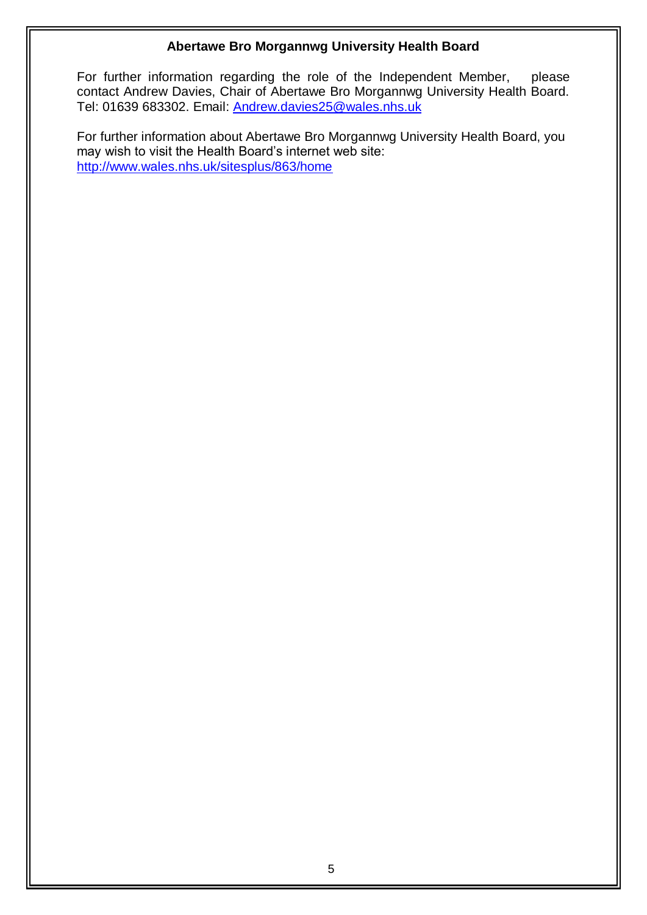**Abertawe Bro Morgannwg University Health Board**

For further information regarding the role of the Independent Member, please contact Andrew Davies, Chair of Abertawe Bro Morgannwg University Health Board. Tel: 01639 683302. Email: Andrew.davies25@wales.nhs.uk

For further information about Abertawe Bro Morgannwg University Health Board, you may wish to visit the Health Board's internet web site: http://www.wales.nhs.uk/sitesplus/863/home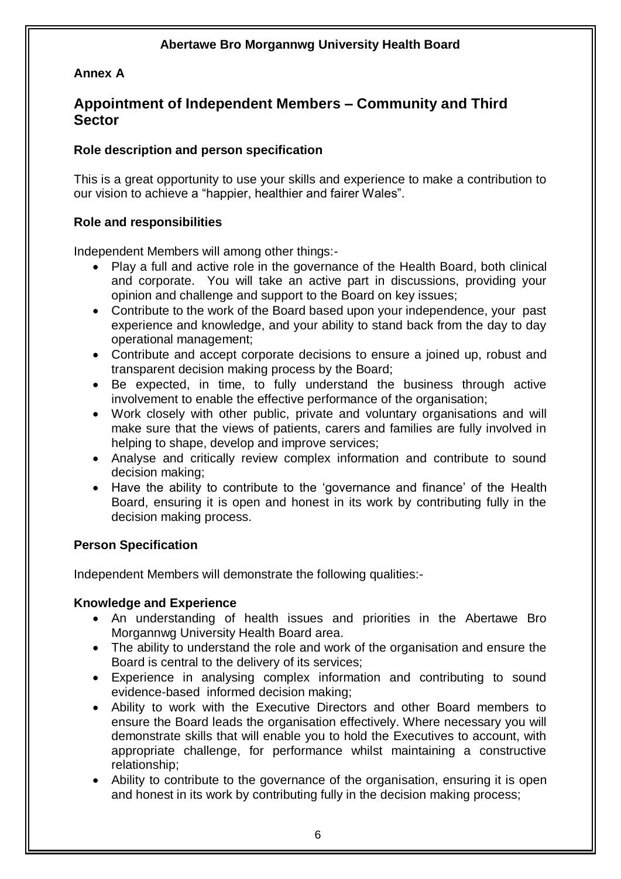**Abertawe Bro Morgannwg University Health Board**

**Annex A**

## Appointment of Independent Members – Community and Third Sector

### Role description and person specification

This is a great opportunity to use your skills and experience to make a contribution to our vision to achieve a "happier, healthier and fairer Wales".

### Role and responsibilities

Independent Members will among other things:-

- Play a full and active role in the governance of the Health Board, both clinical and corporate. You will take an active part in discussions, providing your opinion and challenge and support to the Board on key issues;
- Contribute to the work of the Board based upon your independence, your past experience and knowledge, and your ability to stand back from the day to day operational management;
- Contribute and accept corporate decisions to ensure a joined up, robust and transparent decision making process by the Board;
- Be expected, in time, to fully understand the business through active involvement to enable the effective performance of the organisation;
- Work closely with other public, private and voluntary organisations and will make sure that the views of patients, carers and families are fully involved in helping to shape, develop and improve services;
- Analyse and critically review complex information and contribute to sound decision making;
- Have the ability to contribute to the 'governance and finance' of the Health Board, ensuring it is open and honest in its work by contributing fully in the decision making process.

### Person Specification

Independent Members will demonstrate the following qualities:-

### Knowledge and Experience

- An understanding of health issues and priorities in the Abertawe Bro Morgannwg University Health Board area.
- The ability to understand the role and work of the organisation and ensure the Board is central to the delivery of its services;
- Experience in analysing complex information and contributing to sound evidence-based informed decision making;
- Ability to work with the Executive Directors and other Board members to ensure the Board leads the organisation effectively. Where necessary you will demonstrate skills that will enable you to hold the Executives to account, with appropriate challenge, for performance whilst maintaining a constructive relationship;
- Ability to contribute to the governance of the organisation, ensuring it is open and honest in its work by contributing fully in the decision making process;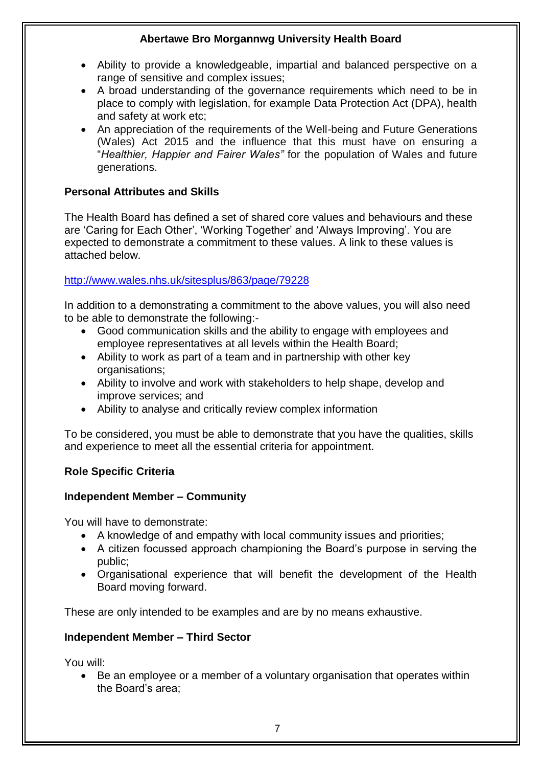- Ability to provide a knowledgeable, impartial and balanced perspective on a range of sensitive and complex issues;
- A broad understanding of the governance requirements which need to be in place to comply with legislation, for example Data Protection Act (DPA), health and safety at work etc;
- An appreciation of the requirements of the Well-being and Future Generations (Wales) Act 2015 and the influence that this must have on ensuring a "*Healthier, Happier and Fairer Wales"* for the population of Wales and future generations.

**Personal Attributes and Skills**

The Health Board has defined a set of shared core values and behaviours and these are 'Caring for Each Other', 'Working Together' and 'Always Improving'. You are expected to demonstrate a commitment to these values. A link to these values is attached below.

http://www.wales.nhs.uk/sitesplus/863/page/79228

In addition to a demonstrating a commitment to the above values, you will also need to be able to demonstrate the following:-

- Good communication skills and the ability to engage with employees and employee representatives at all levels within the Health Board;
- Ability to work as part of a team and in partnership with other key organisations;
- Ability to involve and work with stakeholders to help shape, develop and improve services; and
- Ability to analyse and critically review complex information

To be considered, you must be able to demonstrate that you have the qualities, skills and experience to meet all the essential criteria for appointment.

**Role Specific Criteria**

**Independent Member – Community**

You will have to demonstrate:

- A knowledge of and empathy with local community issues and priorities;
- A citizen focussed approach championing the Board's purpose in serving the public;
- Organisational experience that will benefit the development of the Health Board moving forward.

These are only intended to be examples and are by no means exhaustive.

**Independent Member – Third Sector**

You will:

- Be an employee or a member of a voluntary organisation that operates within the Board's area;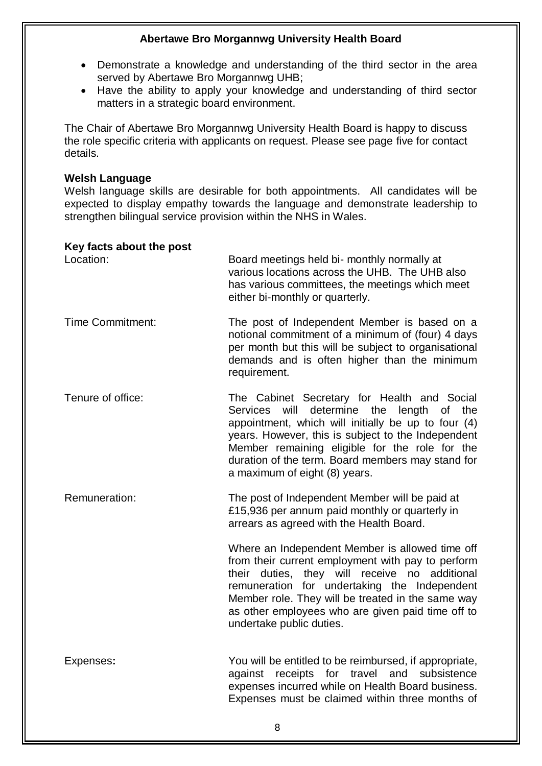- Demonstrate a knowledge and understanding of the third sector in the area served by Abertawe Bro Morgannwg UHB;
- Have the ability to apply your knowledge and understanding of third sector matters in a strategic board environment.

The Chair of Abertawe Bro Morgannwg University Health Board is happy to discuss the role specific criteria with applicants on request. Please see page five for contact details.

**Welsh Language**

Welsh language skills are desirable for both appointments. All candidates will be expected to display empathy towards the language and demonstrate leadership to strengthen bilingual service provision within the NHS in Wales.

**Key facts about the post**

| | |
|---|---|
| Location: | Board meetings held bi- monthly normally at various locations across the UHB. The UHB also has various committees, the meetings which meet either bi-monthly or quarterly. |
| Time Commitment: | The post of Independent Member is based on a notional commitment of a minimum of (four) 4 days per month but this will be subject to organisational demands and is often higher than the minimum requirement. |
| Tenure of office: | The Cabinet Secretary for Health and Social Services will determine the length of the appointment, which will initially be up to four (4) years. However, this is subject to the Independent Member remaining eligible for the role for the duration of the term. Board members may stand for a maximum of eight (8) years. |
| Remuneration: | The post of Independent Member will be paid at £15,936 per annum paid monthly or quarterly in arrears as agreed with the Health Board.<br><br>Where an Independent Member is allowed time off from their current employment with pay to perform their duties, they will receive no additional remuneration for undertaking the Independent Member role. They will be treated in the same way as other employees who are given paid time off to undertake public duties. |
| **Expenses:** | You will be entitled to be reimbursed, if appropriate, against receipts for travel and subsistence expenses incurred while on Health Board business. Expenses must be claimed within three months of |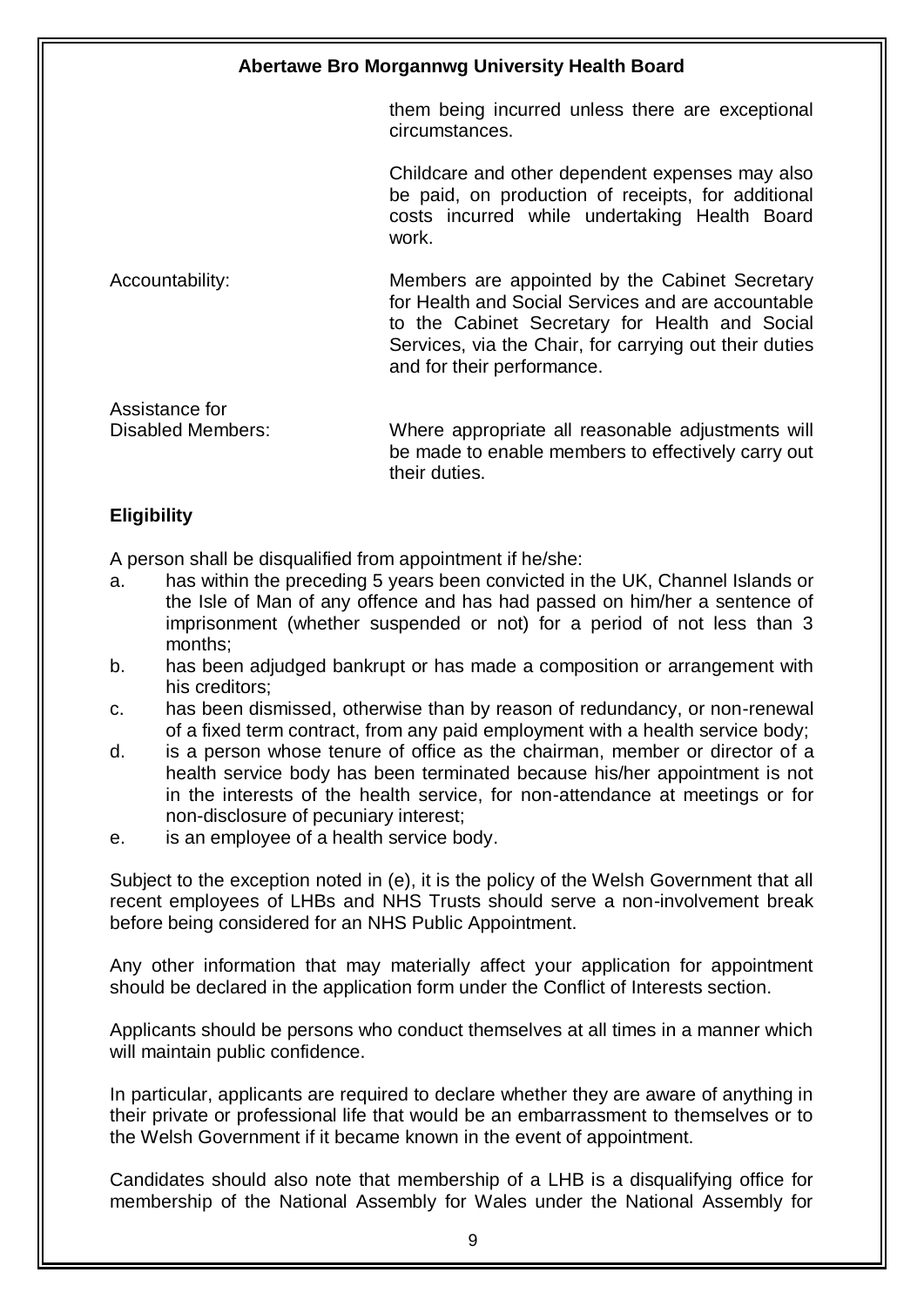them being incurred unless there are exceptional circumstances.

Childcare and other dependent expenses may also be paid, on production of receipts, for additional costs incurred while undertaking Health Board work.

| | |
|---|---|
| Accountability: | Members are appointed by the Cabinet Secretary for Health and Social Services and are accountable to the Cabinet Secretary for Health and Social Services, via the Chair, for carrying out their duties and for their performance. |
| Assistance for Disabled Members: | Where appropriate all reasonable adjustments will be made to enable members to effectively carry out their duties. |

**Eligibility**

A person shall be disqualified from appointment if he/she:

a. has within the preceding 5 years been convicted in the UK, Channel Islands or the Isle of Man of any offence and has had passed on him/her a sentence of imprisonment (whether suspended or not) for a period of not less than 3 months;
b. has been adjudged bankrupt or has made a composition or arrangement with his creditors;
c. has been dismissed, otherwise than by reason of redundancy, or non-renewal of a fixed term contract, from any paid employment with a health service body;
d. is a person whose tenure of office as the chairman, member or director of a health service body has been terminated because his/her appointment is not in the interests of the health service, for non-attendance at meetings or for non-disclosure of pecuniary interest;
e. is an employee of a health service body.

Subject to the exception noted in (e), it is the policy of the Welsh Government that all recent employees of LHBs and NHS Trusts should serve a non-involvement break before being considered for an NHS Public Appointment.

Any other information that may materially affect your application for appointment should be declared in the application form under the Conflict of Interests section.

Applicants should be persons who conduct themselves at all times in a manner which will maintain public confidence.

In particular, applicants are required to declare whether they are aware of anything in their private or professional life that would be an embarrassment to themselves or to the Welsh Government if it became known in the event of appointment.

Candidates should also note that membership of a LHB is a disqualifying office for membership of the National Assembly for Wales under the National Assembly for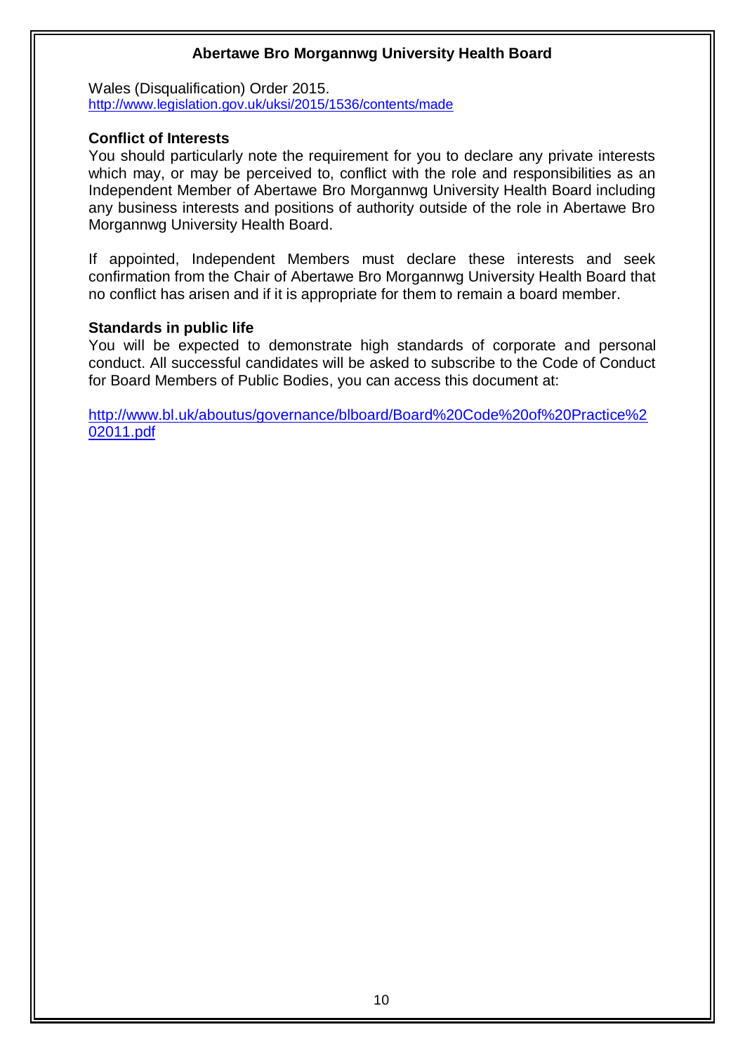Wales (Disqualification) Order 2015.
http://www.legislation.gov.uk/uksi/2015/1536/contents/made

**Conflict of Interests**

You should particularly note the requirement for you to declare any private interests which may, or may be perceived to, conflict with the role and responsibilities as an Independent Member of Abertawe Bro Morgannwg University Health Board including any business interests and positions of authority outside of the role in Abertawe Bro Morgannwg University Health Board.

If appointed, Independent Members must declare these interests and seek confirmation from the Chair of Abertawe Bro Morgannwg University Health Board that no conflict has arisen and if it is appropriate for them to remain a board member.

**Standards in public life**

You will be expected to demonstrate high standards of corporate and personal conduct. All successful candidates will be asked to subscribe to the Code of Conduct for Board Members of Public Bodies, you can access this document at:

http://www.bl.uk/aboutus/governance/blboard/Board%20Code%20of%20Practice%202011.pdf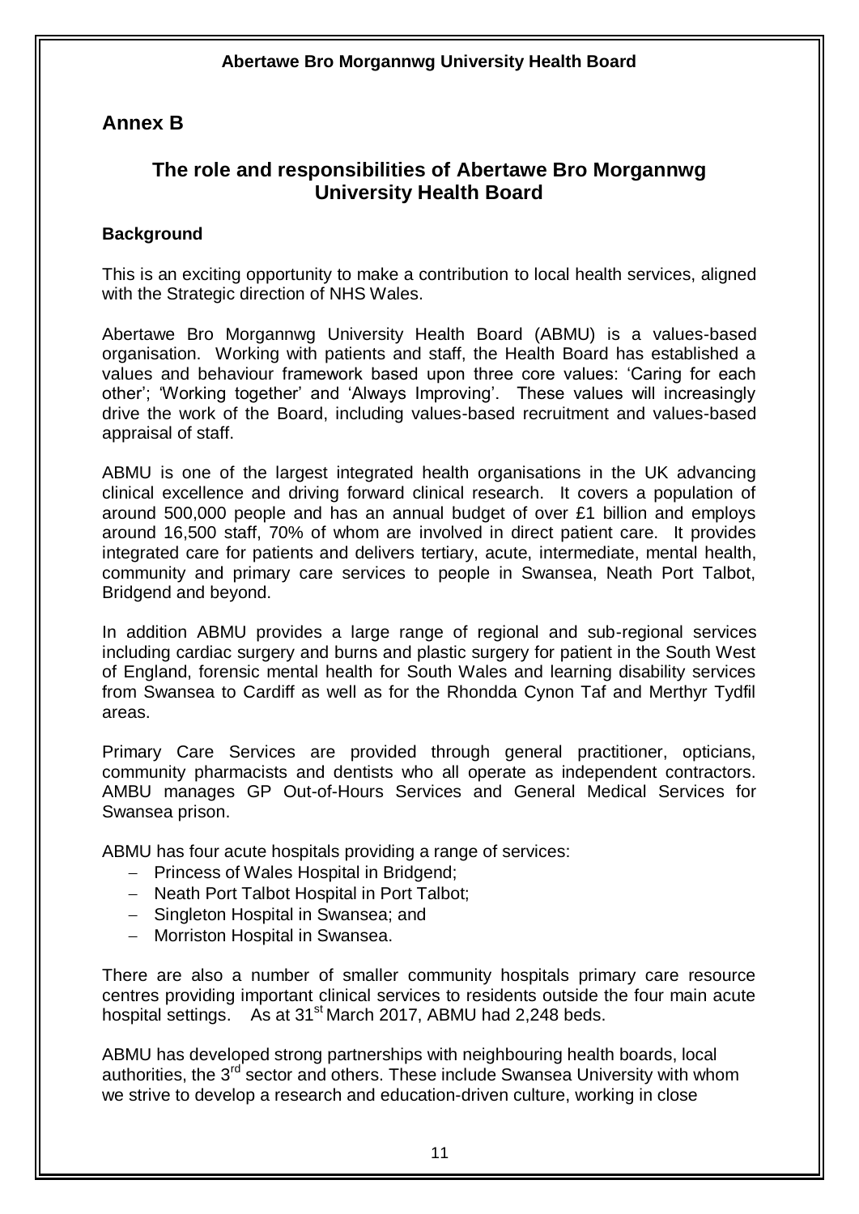## Annex B

## The role and responsibilities of Abertawe Bro Morgannwg University Health Board

### Background

This is an exciting opportunity to make a contribution to local health services, aligned with the Strategic direction of NHS Wales.

Abertawe Bro Morgannwg University Health Board (ABMU) is a values-based organisation. Working with patients and staff, the Health Board has established a values and behaviour framework based upon three core values: 'Caring for each other'; 'Working together' and 'Always Improving'. These values will increasingly drive the work of the Board, including values-based recruitment and values-based appraisal of staff.

ABMU is one of the largest integrated health organisations in the UK advancing clinical excellence and driving forward clinical research. It covers a population of around 500,000 people and has an annual budget of over £1 billion and employs around 16,500 staff, 70% of whom are involved in direct patient care. It provides integrated care for patients and delivers tertiary, acute, intermediate, mental health, community and primary care services to people in Swansea, Neath Port Talbot, Bridgend and beyond.

In addition ABMU provides a large range of regional and sub-regional services including cardiac surgery and burns and plastic surgery for patient in the South West of England, forensic mental health for South Wales and learning disability services from Swansea to Cardiff as well as for the Rhondda Cynon Taf and Merthyr Tydfil areas.

Primary Care Services are provided through general practitioner, opticians, community pharmacists and dentists who all operate as independent contractors. AMBU manages GP Out-of-Hours Services and General Medical Services for Swansea prison.

ABMU has four acute hospitals providing a range of services:

- Princess of Wales Hospital in Bridgend;
- Neath Port Talbot Hospital in Port Talbot;
- Singleton Hospital in Swansea; and
- Morriston Hospital in Swansea.

There are also a number of smaller community hospitals primary care resource centres providing important clinical services to residents outside the four main acute hospital settings. As at 31st March 2017, ABMU had 2,248 beds.

ABMU has developed strong partnerships with neighbouring health boards, local authorities, the 3rd sector and others. These include Swansea University with whom we strive to develop a research and education-driven culture, working in close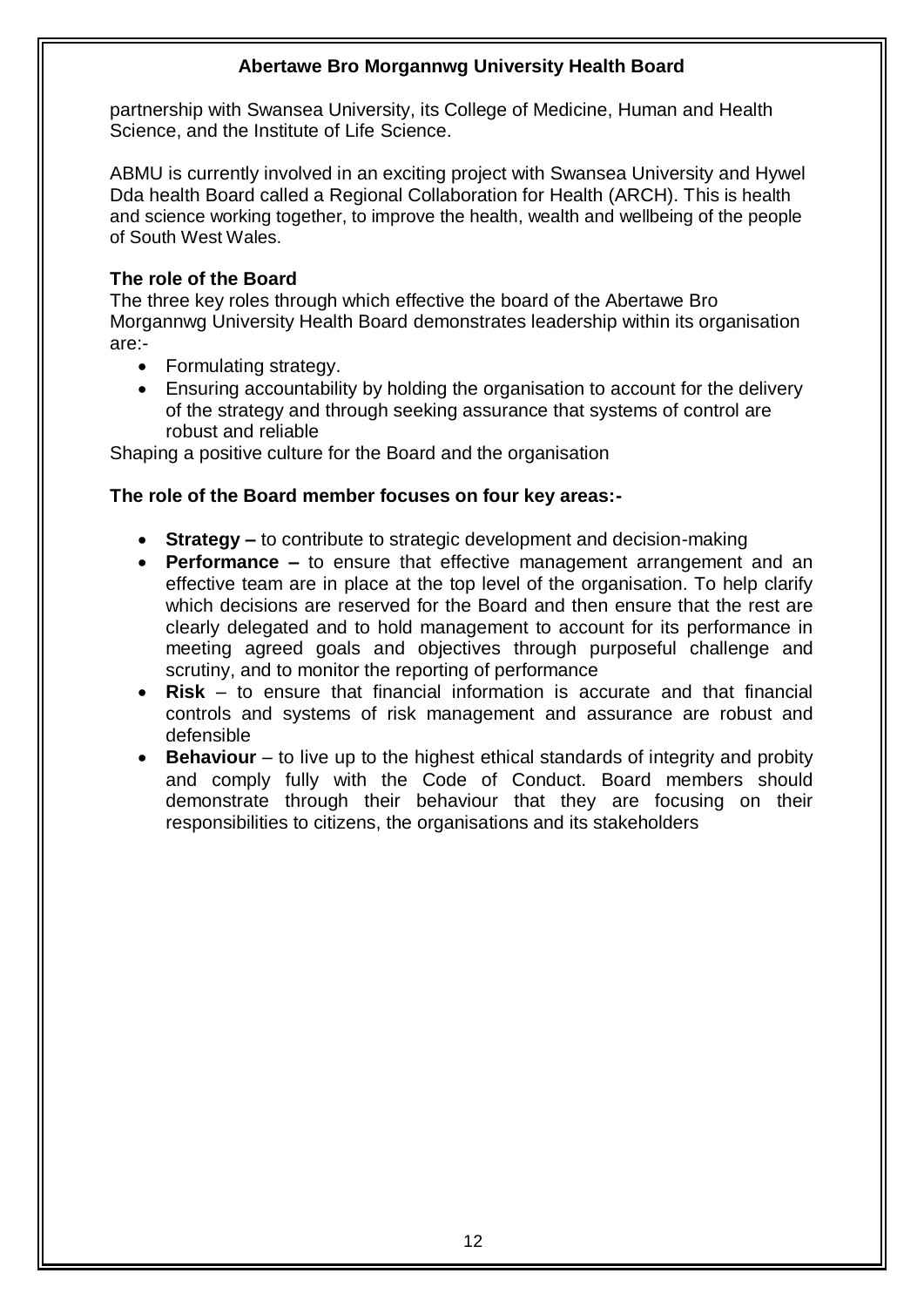partnership with Swansea University, its College of Medicine, Human and Health Science, and the Institute of Life Science.

ABMU is currently involved in an exciting project with Swansea University and Hywel Dda health Board called a Regional Collaboration for Health (ARCH). This is health and science working together, to improve the health, wealth and wellbeing of the people of South West Wales.

**The role of the Board**

The three key roles through which effective the board of the Abertawe Bro Morgannwg University Health Board demonstrates leadership within its organisation are:-

- Formulating strategy.
- Ensuring accountability by holding the organisation to account for the delivery of the strategy and through seeking assurance that systems of control are robust and reliable

Shaping a positive culture for the Board and the organisation

**The role of the Board member focuses on four key areas:-**

- **Strategy –** to contribute to strategic development and decision-making
- **Performance –** to ensure that effective management arrangement and an effective team are in place at the top level of the organisation. To help clarify which decisions are reserved for the Board and then ensure that the rest are clearly delegated and to hold management to account for its performance in meeting agreed goals and objectives through purposeful challenge and scrutiny, and to monitor the reporting of performance
- **Risk** – to ensure that financial information is accurate and that financial controls and systems of risk management and assurance are robust and defensible
- **Behaviour** – to live up to the highest ethical standards of integrity and probity and comply fully with the Code of Conduct. Board members should demonstrate through their behaviour that they are focusing on their responsibilities to citizens, the organisations and its stakeholders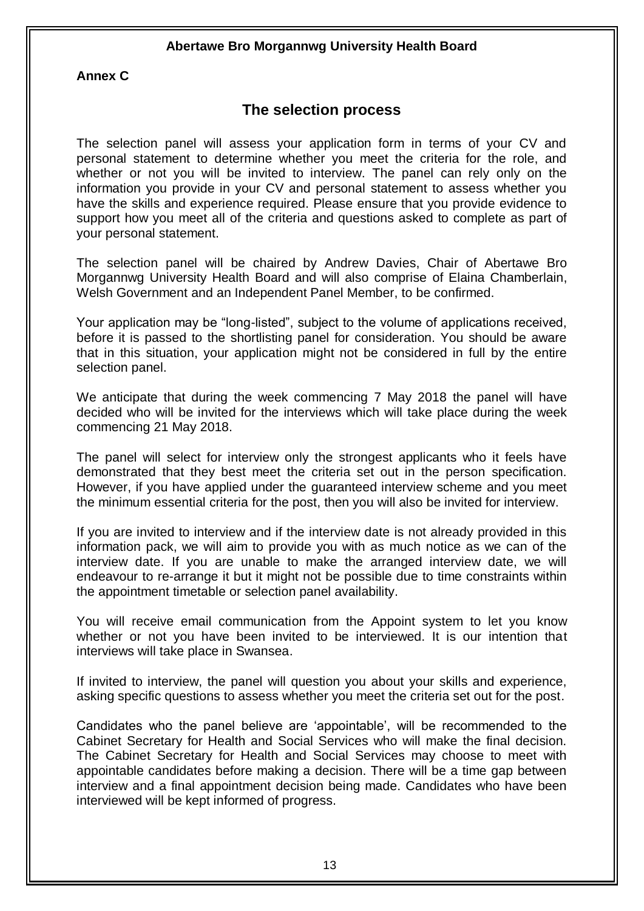**Abertawe Bro Morgannwg University Health Board**

**Annex C**

## The selection process

The selection panel will assess your application form in terms of your CV and personal statement to determine whether you meet the criteria for the role, and whether or not you will be invited to interview. The panel can rely only on the information you provide in your CV and personal statement to assess whether you have the skills and experience required. Please ensure that you provide evidence to support how you meet all of the criteria and questions asked to complete as part of your personal statement.

The selection panel will be chaired by Andrew Davies, Chair of Abertawe Bro Morgannwg University Health Board and will also comprise of Elaina Chamberlain, Welsh Government and an Independent Panel Member, to be confirmed.

Your application may be "long-listed", subject to the volume of applications received, before it is passed to the shortlisting panel for consideration. You should be aware that in this situation, your application might not be considered in full by the entire selection panel.

We anticipate that during the week commencing 7 May 2018 the panel will have decided who will be invited for the interviews which will take place during the week commencing 21 May 2018.

The panel will select for interview only the strongest applicants who it feels have demonstrated that they best meet the criteria set out in the person specification. However, if you have applied under the guaranteed interview scheme and you meet the minimum essential criteria for the post, then you will also be invited for interview.

If you are invited to interview and if the interview date is not already provided in this information pack, we will aim to provide you with as much notice as we can of the interview date. If you are unable to make the arranged interview date, we will endeavour to re-arrange it but it might not be possible due to time constraints within the appointment timetable or selection panel availability.

You will receive email communication from the Appoint system to let you know whether or not you have been invited to be interviewed. It is our intention that interviews will take place in Swansea.

If invited to interview, the panel will question you about your skills and experience, asking specific questions to assess whether you meet the criteria set out for the post.

Candidates who the panel believe are 'appointable', will be recommended to the Cabinet Secretary for Health and Social Services who will make the final decision. The Cabinet Secretary for Health and Social Services may choose to meet with appointable candidates before making a decision. There will be a time gap between interview and a final appointment decision being made. Candidates who have been interviewed will be kept informed of progress.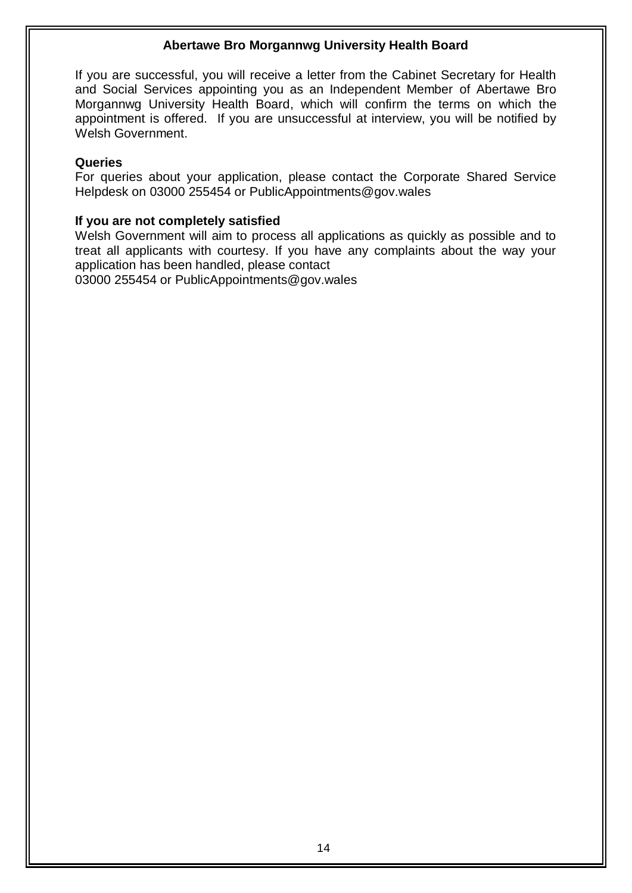**Abertawe Bro Morgannwg University Health Board**

If you are successful, you will receive a letter from the Cabinet Secretary for Health and Social Services appointing you as an Independent Member of Abertawe Bro Morgannwg University Health Board, which will confirm the terms on which the appointment is offered. If you are unsuccessful at interview, you will be notified by Welsh Government.

**Queries**

For queries about your application, please contact the Corporate Shared Service Helpdesk on 03000 255454 or PublicAppointments@gov.wales

**If you are not completely satisfied**

Welsh Government will aim to process all applications as quickly as possible and to treat all applicants with courtesy. If you have any complaints about the way your application has been handled, please contact
03000 255454 or PublicAppointments@gov.wales